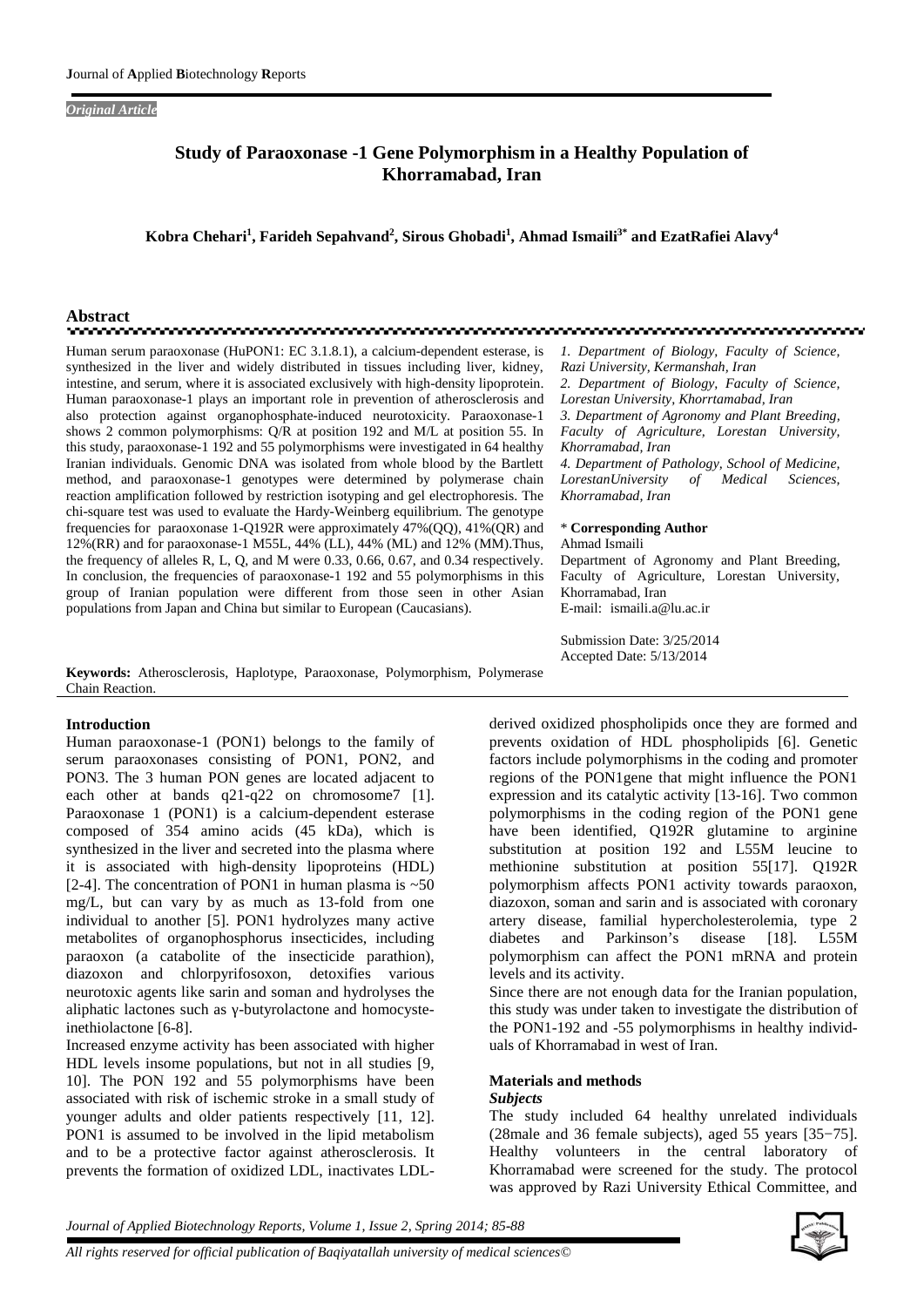*Original Article*

# Study of Paraoxonase -1 Gene Polymorphism in a Healthy Population of Khorramabad, Iran

**Kobra Chehari[1], Farideh Sepahvand[2], Sirous Ghobadi[1], Ahmad Ismaili[3*] and EzatRafiei Alavy[4]**

## Abstract

Human serum paraoxonase (HuPON1: EC 3.1.8.1), a calcium-dependent esterase, is synthesized in the liver and widely distributed in tissues including liver, kidney, intestine, and serum, where it is associated exclusively with high-density lipoprotein. Human paraoxonase-1 plays an important role in prevention of atherosclerosis and also protection against organophosphate-induced neurotoxicity. Paraoxonase-1 shows 2 common polymorphisms: Q/R at position 192 and M/L at position 55. In this study, paraoxonase-1 192 and 55 polymorphisms were investigated in 64 healthy Iranian individuals. Genomic DNA was isolated from whole blood by the Bartlett method, and paraoxonase-1 genotypes were determined by polymerase chain reaction amplification followed by restriction isotyping and gel electrophoresis. The chi-square test was used to evaluate the Hardy-Weinberg equilibrium. The genotype frequencies for paraoxonase 1-Q192R were approximately 47%(QQ), 41%(QR) and 12%(RR) and for paraoxonase-1 M55L, 44% (LL), 44% (ML) and 12% (MM).Thus, the frequency of alleles R, L, Q, and M were 0.33, 0.66, 0.67, and 0.34 respectively. In conclusion, the frequencies of paraoxonase-1 192 and 55 polymorphisms in this group of Iranian population were different from those seen in other Asian populations from Japan and China but similar to European (Caucasians).

*1. Department of Biology, Faculty of Science, Razi University, Kermanshah, Iran*
*2. Department of Biology, Faculty of Science, Lorestan University, Khorrtamabad, Iran*
*3. Department of Agronomy and Plant Breeding, Faculty of Agriculture, Lorestan University, Khorramabad, Iran*
*4. Department of Pathology, School of Medicine, LorestanUniversity of Medical Sciences, Khorramabad, Iran*

\* **Corresponding Author**
Ahmad Ismaili
Department of Agronomy and Plant Breeding, Faculty of Agriculture, Lorestan University, Khorramabad, Iran
E-mail: ismaili.a@lu.ac.ir

Submission Date: 3/25/2014
Accepted Date: 5/13/2014

**Keywords:** Atherosclerosis, Haplotype, Paraoxonase, Polymorphism, Polymerase Chain Reaction.

## Introduction

Human paraoxonase-1 (PON1) belongs to the family of serum paraoxonases consisting of PON1, PON2, and PON3. The 3 human PON genes are located adjacent to each other at bands q21-q22 on chromosome7 [1]. Paraoxonase 1 (PON1) is a calcium-dependent esterase composed of 354 amino acids (45 kDa), which is synthesized in the liver and secreted into the plasma where it is associated with high-density lipoproteins (HDL) [2-4]. The concentration of PON1 in human plasma is ~50 mg/L, but can vary by as much as 13-fold from one individual to another [5]. PON1 hydrolyzes many active metabolites of organophosphorus insecticides, including paraoxon (a catabolite of the insecticide parathion), diazoxon and chlorpyrifosoxon, detoxifies various neurotoxic agents like sarin and soman and hydrolyses the aliphatic lactones such as γ-butyrolactone and homocysteinethiolactone [6-8].

Increased enzyme activity has been associated with higher HDL levels insome populations, but not in all studies [9, 10]. The PON 192 and 55 polymorphisms have been associated with risk of ischemic stroke in a small study of younger adults and older patients respectively [11, 12]. PON1 is assumed to be involved in the lipid metabolism and to be a protective factor against atherosclerosis. It prevents the formation of oxidized LDL, inactivates LDL-derived oxidized phospholipids once they are formed and prevents oxidation of HDL phospholipids [6]. Genetic factors include polymorphisms in the coding and promoter regions of the PON1gene that might influence the PON1 expression and its catalytic activity [13-16]. Two common polymorphisms in the coding region of the PON1 gene have been identified, Q192R glutamine to arginine substitution at position 192 and L55M leucine to methionine substitution at position 55[17]. Q192R polymorphism affects PON1 activity towards paraoxon, diazoxon, soman and sarin and is associated with coronary artery disease, familial hypercholesterolemia, type 2 diabetes and Parkinson's disease [18]. L55M polymorphism can affect the PON1 mRNA and protein levels and its activity.

Since there are not enough data for the Iranian population, this study was under taken to investigate the distribution of the PON1-192 and -55 polymorphisms in healthy individuals of Khorramabad in west of Iran.

## Materials and methods

### *Subjects*

The study included 64 healthy unrelated individuals (28male and 36 female subjects), aged 55 years [35−75]. Healthy volunteers in the central laboratory of Khorramabad were screened for the study. The protocol was approved by Razi University Ethical Committee, and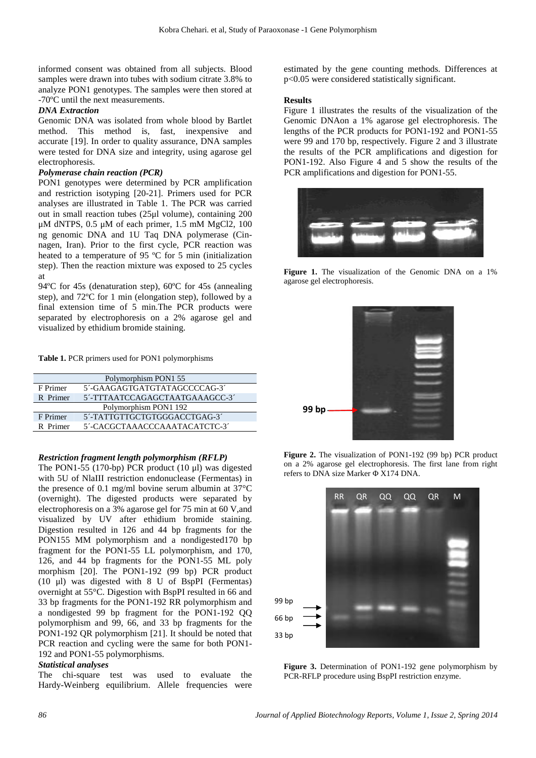informed consent was obtained from all subjects. Blood samples were drawn into tubes with sodium citrate 3.8% to analyze PON1 genotypes. The samples were then stored at -70ºC until the next measurements.

***DNA Extraction***

Genomic DNA was isolated from whole blood by Bartlet method. This method is, fast, inexpensive and accurate [19]. In order to quality assurance, DNA samples were tested for DNA size and integrity, using agarose gel electrophoresis.

***Polymerase chain reaction (PCR)***

PON1 genotypes were determined by PCR amplification and restriction isotyping [20-21]. Primers used for PCR analyses are illustrated in Table 1. The PCR was carried out in small reaction tubes (25µl volume), containing 200 µM dNTPS, 0.5 µM of each primer, 1.5 mM MgCl2, 100 ng genomic DNA and 1U Taq DNA polymerase (Cinnagen, Iran). Prior to the first cycle, PCR reaction was heated to a temperature of 95 ºC for 5 min (initialization step). Then the reaction mixture was exposed to 25 cycles at

94ºC for 45s (denaturation step), 60ºC for 45s (annealing step), and 72ºC for 1 min (elongation step), followed by a final extension time of 5 min.The PCR products were separated by electrophoresis on a 2% agarose gel and visualized by ethidium bromide staining.

**Table 1.** PCR primers used for PON1 polymorphisms

| Polymorphism PON1 55 | |
|---|---|
| F Primer | 5´-GAAGAGTGATGTATAGCCCCAG-3´ |
| R Primer | 5´-TTTAATCCAGAGCTAATGAAAGCC-3´ |
| Polymorphism PON1 192 | |
| F Primer | 5´-TATTGTTGCTGTGGGACCTGAG-3´ |
| R Primer | 5´-CACGCTAAACCCAAATACATCTC-3´ |

***Restriction fragment length polymorphism (RFLP)***

The PON1-55 (170-bp) PCR product (10 µl) was digested with 5U of NlaIII restriction endonuclease (Fermentas) in the presence of 0.1 mg/ml bovine serum albumin at 37°C (overnight). The digested products were separated by electrophoresis on a 3% agarose gel for 75 min at 60 V,and visualized by UV after ethidium bromide staining. Digestion resulted in 126 and 44 bp fragments for the PON155 MM polymorphism and a nondigested170 bp fragment for the PON1-55 LL polymorphism, and 170, 126, and 44 bp fragments for the PON1-55 ML poly morphism [20]. The PON1-192 (99 bp) PCR product (10 µl) was digested with 8 U of BspPI (Fermentas) overnight at 55°C. Digestion with BspPI resulted in 66 and 33 bp fragments for the PON1-192 RR polymorphism and a nondigested 99 bp fragment for the PON1-192 QQ polymorphism and 99, 66, and 33 bp fragments for the PON1-192 QR polymorphism [21]. It should be noted that PCR reaction and cycling were the same for both PON1-192 and PON1-55 polymorphisms.

***Statistical analyses***

The chi-square test was used to evaluate the Hardy-Weinberg equilibrium. Allele frequencies were estimated by the gene counting methods. Differences at $p<0.05$ were considered statistically significant.

**Results**

Figure 1 illustrates the results of the visualization of the Genomic DNAon a 1% agarose gel electrophoresis. The lengths of the PCR products for PON1-192 and PON1-55 were 99 and 170 bp, respectively. Figure 2 and 3 illustrate the results of the PCR amplifications and digestion for PON1-192. Also Figure 4 and 5 show the results of the PCR amplifications and digestion for PON1-55.

**Figure 1.** The visualization of the Genomic DNA on a 1% agarose gel electrophoresis.

**Figure 2.** The visualization of PON1-192 (99 bp) PCR product on a 2% agarose gel electrophoresis. The first lane from right refers to DNA size Marker Φ X174 DNA.

**Figure 3.** Determination of PON1-192 gene polymorphism by PCR-RFLP procedure using BspPI restriction enzyme.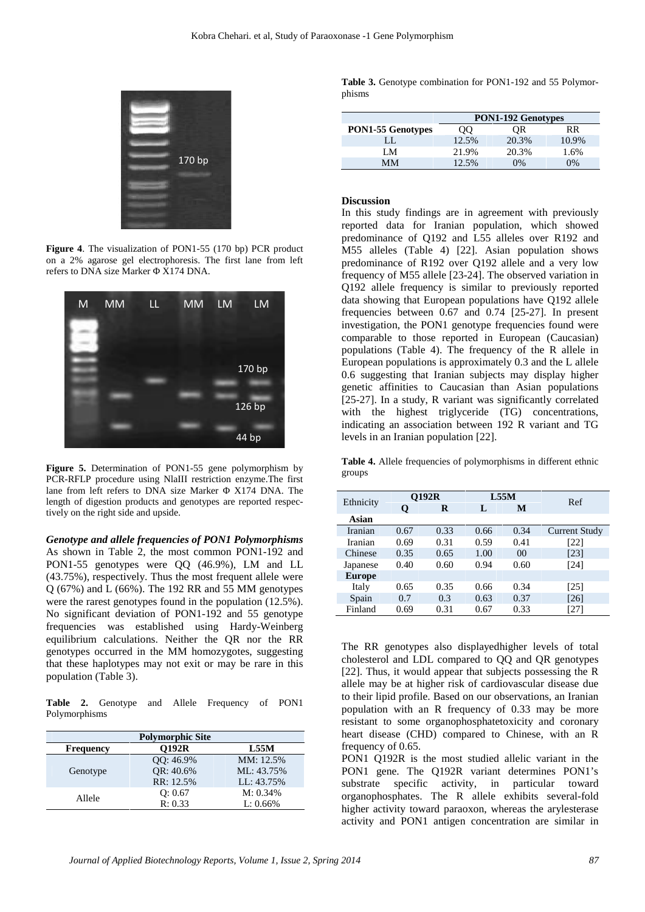Figure 4. The visualization of PON1-55 (170 bp) PCR product on a 2% agarose gel electrophoresis. The first lane from left refers to DNA size Marker Φ X174 DNA.

**Figure 5.** Determination of PON1-55 gene polymorphism by PCR-RFLP procedure using NlaIII restriction enzyme.The first lane from left refers to DNA size Marker Φ X174 DNA. The length of digestion products and genotypes are reported respectively on the right side and upside.

### *Genotype and allele frequencies of PON1 Polymorphisms*

As shown in Table 2, the most common PON1-192 and PON1-55 genotypes were QQ (46.9%), LM and LL (43.75%), respectively. Thus the most frequent allele were Q (67%) and L (66%). The 192 RR and 55 MM genotypes were the rarest genotypes found in the population (12.5%). No significant deviation of PON1-192 and 55 genotype frequencies was established using Hardy-Weinberg equilibrium calculations. Neither the QR nor the RR genotypes occurred in the MM homozygotes, suggesting that these haplotypes may not exit or may be rare in this population (Table 3).

**Table 2.** Genotype and Allele Frequency of PON1 Polymorphisms

| Polymorphic Site | | |
|---|---|---|
| **Frequency** | **Q192R** | **L55M** |
| Genotype | QQ: 46.9%<br>QR: 40.6%<br>RR: 12.5% | MM: 12.5%<br>ML: 43.75%<br>LL: 43.75% |
| Allele | Q: 0.67<br>R: 0.33 | M: 0.34%<br>L: 0.66% |

**Table 3.** Genotype combination for PON1-192 and 55 Polymorphisms

| | PON1-192 Genotypes | | |
|---|---|---|---|
| **PON1-55 Genotypes** | QQ | QR | RR |
| LL | 12.5% | 20.3% | 10.9% |
| LM | 21.9% | 20.3% | 1.6% |
| MM | 12.5% | 0% | 0% |

## Discussion

In this study findings are in agreement with previously reported data for Iranian population, which showed predominance of Q192 and L55 alleles over R192 and M55 alleles (Table 4) [22]. Asian population shows predominance of R192 over Q192 allele and a very low frequency of M55 allele [23-24]. The observed variation in Q192 allele frequency is similar to previously reported data showing that European populations have Q192 allele frequencies between 0.67 and 0.74 [25-27]. In present investigation, the PON1 genotype frequencies found were comparable to those reported in European (Caucasian) populations (Table 4). The frequency of the R allele in European populations is approximately 0.3 and the L allele 0.6 suggesting that Iranian subjects may display higher genetic affinities to Caucasian than Asian populations [25-27]. In a study, R variant was significantly correlated with the highest triglyceride (TG) concentrations, indicating an association between 192 R variant and TG levels in an Iranian population [22].

**Table 4.** Allele frequencies of polymorphisms in different ethnic groups

| Ethnicity | Q192R | | L55M | | Ref |
|---|---|---|---|---|---|
| | **Q** | **R** | **L** | **M** | |
| **Asian** | | | | | |
| Iranian | 0.67 | 0.33 | 0.66 | 0.34 | Current Study |
| Iranian | 0.69 | 0.31 | 0.59 | 0.41 | [22] |
| Chinese | 0.35 | 0.65 | 1.00 | 00 | [23] |
| Japanese | 0.40 | 0.60 | 0.94 | 0.60 | [24] |
| **Europe** | | | | | |
| Italy | 0.65 | 0.35 | 0.66 | 0.34 | [25] |
| Spain | 0.7 | 0.3 | 0.63 | 0.37 | [26] |
| Finland | 0.69 | 0.31 | 0.67 | 0.33 | [27] |

The RR genotypes also displayedhigher levels of total cholesterol and LDL compared to QQ and QR genotypes [22]. Thus, it would appear that subjects possessing the R allele may be at higher risk of cardiovascular disease due to their lipid profile. Based on our observations, an Iranian population with an R frequency of 0.33 may be more resistant to some organophosphatetoxicity and coronary heart disease (CHD) compared to Chinese, with an R frequency of 0.65.

PON1 Q192R is the most studied allelic variant in the PON1 gene. The Q192R variant determines PON1's substrate specific activity, in particular toward organophosphates. The R allele exhibits several-fold higher activity toward paraoxon, whereas the arylesterase activity and PON1 antigen concentration are similar in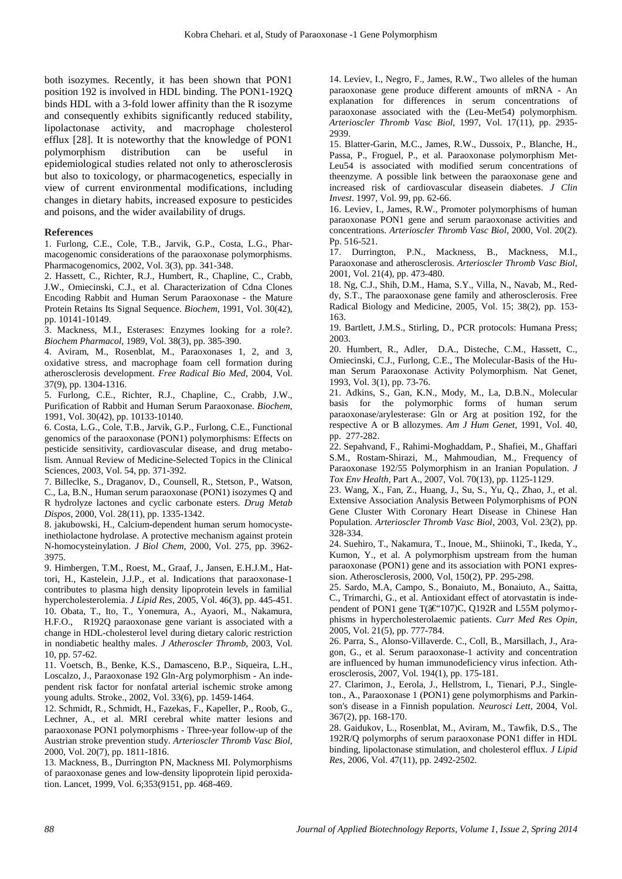both isozymes. Recently, it has been shown that PON1 position 192 is involved in HDL binding. The PON1-192Q binds HDL with a 3-fold lower affinity than the R isozyme and consequently exhibits significantly reduced stability, lipolactonase activity, and macrophage cholesterol efflux [28]. It is noteworthy that the knowledge of PON1 polymorphism distribution can be useful in epidemiological studies related not only to atherosclerosis but also to toxicology, or pharmacogenetics, especially in view of current environmental modifications, including changes in dietary habits, increased exposure to pesticides and poisons, and the wider availability of drugs.

## References

1. Furlong, C.E., Cole, T.B., Jarvik, G.P., Costa, L.G., Pharmacogenomic considerations of the paraoxonase polymorphisms. Pharmacogenomics, 2002, Vol. 3(3), pp. 341-348.
2. Hassett, C., Richter, R.J., Humbert, R., Chapline, C., Crabb, J.W., Omiecinski, C.J., et al. Characterization of Cdna Clones Encoding Rabbit and Human Serum Paraoxonase - the Mature Protein Retains Its Signal Sequence. *Biochem*, 1991, Vol. 30(42), pp. 10141-10149.
3. Mackness, M.I., Esterases: Enzymes looking for a role?. *Biochem Pharmacol*, 1989, Vol. 38(3), pp. 385-390.
4. Aviram, M., Rosenblat, M., Paraoxonases 1, 2, and 3, oxidative stress, and macrophage foam cell formation during atherosclerosis development. *Free Radical Bio Med*, 2004, Vol. 37(9), pp. 1304-1316.
5. Furlong, C.E., Richter, R.J., Chapline, C., Crabb, J.W., Purification of Rabbit and Human Serum Paraoxonase. *Biochem*, 1991, Vol. 30(42), pp. 10133-10140.
6. Costa, L.G., Cole, T.B., Jarvik, G.P., Furlong, C.E., Functional genomics of the paraoxonase (PON1) polymorphisms: Effects on pesticide sensitivity, cardiovascular disease, and drug metabolism. Annual Review of Medicine-Selected Topics in the Clinical Sciences, 2003, Vol. 54, pp. 371-392.
7. Billeclke, S., Draganov, D., Counsell, R., Stetson, P., Watson, C., La, B.N., Human serum paraoxonase (PON1) isozymes Q and R hydrolyze lactones and cyclic carbonate esters. *Drug Metab Dispos*, 2000, Vol. 28(11), pp. 1335-1342.
8. jakubowski, H., Calcium-dependent human serum homocysteinethiolactone hydrolase. A protective mechanism against protein N-homocysteinylation. *J Biol Chem*, 2000, Vol. 275, pp. 3962-3975.
9. Himbergen, T.M., Roest, M., Graaf, J., Jansen, E.H.J.M., Hattori, H., Kastelein, J.J.P., et al. Indications that paraoxonase-1 contributes to plasma high density lipoprotein levels in familial hypercholesterolemia. *J Lipid Res*, 2005, Vol. 46(3), pp. 445-451.
10. Obata, T., Ito, T., Yonemura, A., Ayaori, M., Nakamura, H.F.O., R192Q paraoxonase gene variant is associated with a change in HDL-cholesterol level during dietary caloric restriction in nondiabetic healthy males. *J Atheroscler Thromb*, 2003, Vol. 10, pp. 57-62.
11. Voetsch, B., Benke, K.S., Damasceno, B.P., Siqueira, L.H., Loscalzo, J., Paraoxonase 192 Gln-Arg polymorphism - An independent risk factor for nonfatal arterial ischemic stroke among young adults. Stroke., 2002, Vol. 33(6), pp. 1459-1464.
12. Schmidt, R., Schmidt, H., Fazekas, F., Kapeller, P., Roob, G., Lechner, A., et al. MRI cerebral white matter lesions and paraoxonase PON1 polymorphisms - Three-year follow-up of the Austrian stroke prevention study. *Arterioscler Thromb Vasc Biol*, 2000, Vol. 20(7), pp. 1811-1816.
13. Mackness, B., Durrington PN, Mackness MI. Polymorphisms of paraoxonase genes and low-density lipoprotein lipid peroxidation. Lancet, 1999, Vol. 6;353(9151, pp. 468-469.
14. Leviev, I., Negro, F., James, R.W., Two alleles of the human paraoxonase gene produce different amounts of mRNA - An explanation for differences in serum concentrations of paraoxonase associated with the (Leu-Met54) polymorphism. *Arterioscler Thromb Vasc Biol*, 1997, Vol. 17(11), pp. 2935-2939.
15. Blatter-Garin, M.C., James, R.W., Dussoix, P., Blanche, H., Passa, P., Froguel, P., et al. Paraoxonase polymorphism Met-Leu54 is associated with modified serum concentrations of theenzyme. A possible link between the paraoxonase gene and increased risk of cardiovascular diseasein diabetes. *J Clin Invest*. 1997, Vol. 99, pp. 62-66.
16. Leviev, I., James, R.W., Promoter polymorphisms of human paraoxonase PON1 gene and serum paraoxonase activities and concentrations. *Arterioscler Thromb Vasc Biol*, 2000, Vol. 20(2). Pp. 516-521.
17. Durrington, P.N., Mackness, B., Mackness, M.I., Paraoxonase and atherosclerosis. *Arterioscler Thromb Vasc Biol*, 2001, Vol. 21(4), pp. 473-480.
18. Ng, C.J., Shih, D.M., Hama, S.Y., Villa, N., Navab, M., Reddy, S.T., The paraoxonase gene family and atherosclerosis. Free Radical Biology and Medicine, 2005, Vol. 15; 38(2), pp. 153-163.
19. Bartlett, J.M.S., Stirling, D., PCR protocols: Humana Press; 2003.
20. Humbert, R., Adler, D.A., Disteche, C.M., Hassett, C., Omiecinski, C.J., Furlong, C.E., The Molecular-Basis of the Human Serum Paraoxonase Activity Polymorphism. Nat Genet, 1993, Vol. 3(1), pp. 73-76.
21. Adkins, S., Gan, K.N., Mody, M., La, D.B.N., Molecular basis for the polymorphic forms of human serum paraoxonase/arylesterase: Gln or Arg at position 192, for the respective A or B allozymes. *Am J Hum Genet*, 1991, Vol. 40, pp. 277-282.
22. Sepahvand, F., Rahimi-Moghaddam, P., Shafiei, M., Ghaffari S.M., Rostam-Shirazi, M., Mahmoudian, M., Frequency of Paraoxonase 192/55 Polymorphism in an Iranian Population. *J Tox Env Health*, Part A., 2007, Vol. 70(13), pp. 1125-1129.
23. Wang, X., Fan, Z., Huang, J., Su, S., Yu, Q., Zhao, J., et al. Extensive Association Analysis Between Polymorphisms of PON Gene Cluster With Coronary Heart Disease in Chinese Han Population. *Arterioscler Thromb Vasc Biol*, 2003, Vol. 23(2), pp. 328-334.
24. Suehiro, T., Nakamura, T., Inoue, M., Shiinoki, T., Ikeda, Y., Kumon, Y., et al. A polymorphism upstream from the human paraoxonase (PON1) gene and its association with PON1 expression. Atherosclerosis, 2000, Vol, 150(2), PP. 295-298.
25. Sardo, M.A, Campo, S., Bonaiuto, M., Bonaiuto, A., Saitta, C., Trimarchi, G., et al. Antioxidant effect of atorvastatin is independent of PON1 gene T(â€"107)C, Q192R and L55M polymorphisms in hypercholesterolaemic patients. *Curr Med Res Opin*, 2005, Vol. 21(5), pp. 777-784.
26. Parra, S., Alonso-Villaverde. C., Coll, B., Marsillach, J., Aragon, G., et al. Serum paraoxonase-1 activity and concentration are influenced by human immunodeficiency virus infection. Atherosclerosis, 2007, Vol. 194(1), pp. 175-181.
27. Clarimon, J., Eerola, J., Hellstrom, I., Tienari, P.J., Singleton., A., Paraoxonase 1 (PON1) gene polymorphisms and Parkinson's disease in a Finnish population. *Neurosci Lett*, 2004, Vol. 367(2), pp. 168-170.
28. Gaidukov, L., Rosenblat, M., Aviram, M., Tawfik, D.S., The 192R/Q polymorphs of serum paraoxonase PON1 differ in HDL binding, lipolactonase stimulation, and cholesterol efflux. *J Lipid Res*, 2006, Vol. 47(11), pp. 2492-2502.